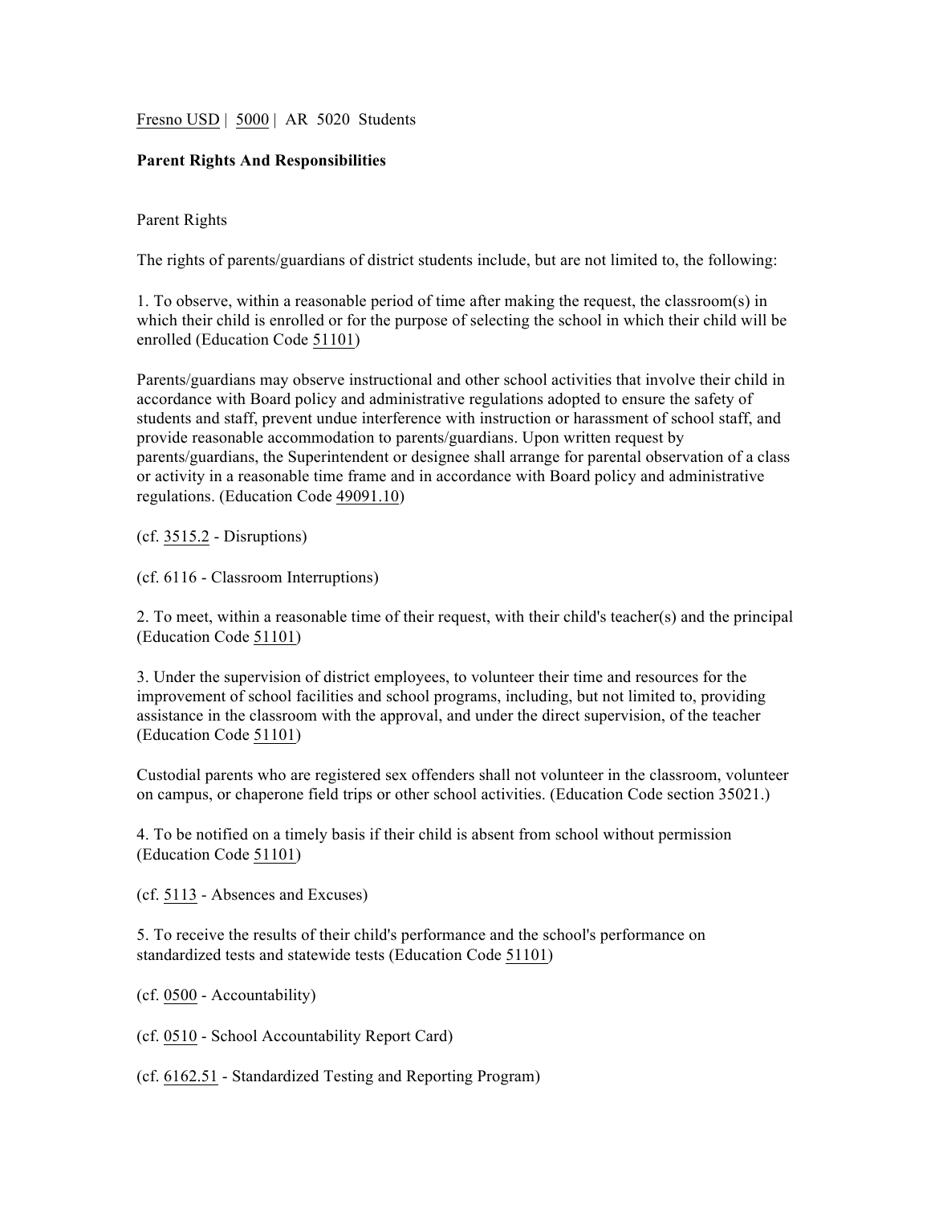Fresno USD | 5000 | AR 5020 Students

**Parent Rights And Responsibilities**

Parent Rights

The rights of parents/guardians of district students include, but are not limited to, the following:

1. To observe, within a reasonable period of time after making the request, the classroom(s) in which their child is enrolled or for the purpose of selecting the school in which their child will be enrolled (Education Code 51101)

Parents/guardians may observe instructional and other school activities that involve their child in accordance with Board policy and administrative regulations adopted to ensure the safety of students and staff, prevent undue interference with instruction or harassment of school staff, and provide reasonable accommodation to parents/guardians. Upon written request by parents/guardians, the Superintendent or designee shall arrange for parental observation of a class or activity in a reasonable time frame and in accordance with Board policy and administrative regulations. (Education Code 49091.10)

(cf. 3515.2 - Disruptions)

(cf. 6116 - Classroom Interruptions)

2. To meet, within a reasonable time of their request, with their child's teacher(s) and the principal (Education Code 51101)

3. Under the supervision of district employees, to volunteer their time and resources for the improvement of school facilities and school programs, including, but not limited to, providing assistance in the classroom with the approval, and under the direct supervision, of the teacher (Education Code 51101)

Custodial parents who are registered sex offenders shall not volunteer in the classroom, volunteer on campus, or chaperone field trips or other school activities. (Education Code section 35021.)

4. To be notified on a timely basis if their child is absent from school without permission (Education Code 51101)

(cf. 5113 - Absences and Excuses)

5. To receive the results of their child's performance and the school's performance on standardized tests and statewide tests (Education Code 51101)

(cf. 0500 - Accountability)

(cf. 0510 - School Accountability Report Card)

(cf. 6162.51 - Standardized Testing and Reporting Program)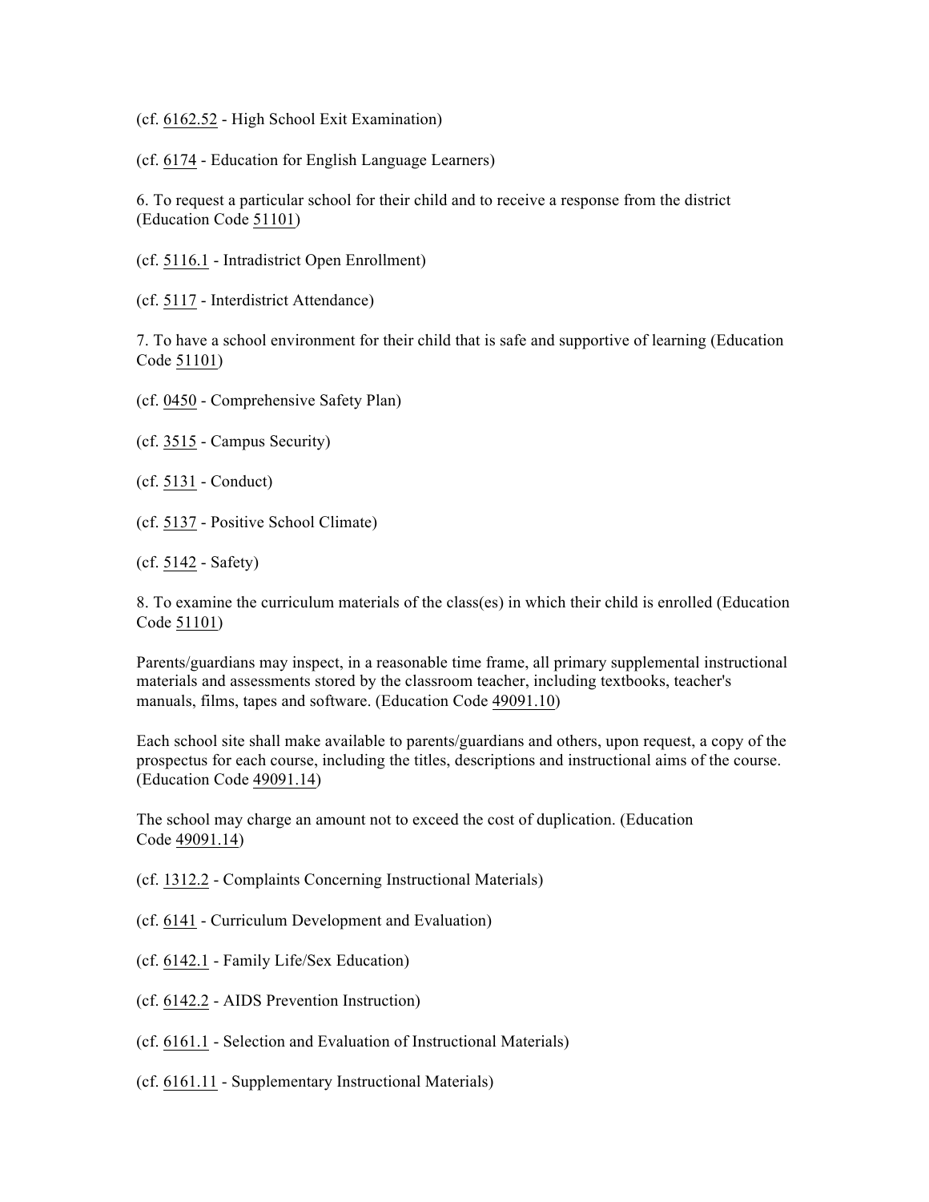(cf. 6162.52 - High School Exit Examination)

(cf. 6174 - Education for English Language Learners)

6. To request a particular school for their child and to receive a response from the district (Education Code 51101)

(cf. 5116.1 - Intradistrict Open Enrollment)

(cf. 5117 - Interdistrict Attendance)

7. To have a school environment for their child that is safe and supportive of learning (Education Code 51101)

(cf. 0450 - Comprehensive Safety Plan)

(cf. 3515 - Campus Security)

(cf. 5131 - Conduct)

(cf. 5137 - Positive School Climate)

(cf. 5142 - Safety)

8. To examine the curriculum materials of the class(es) in which their child is enrolled (Education Code 51101)

Parents/guardians may inspect, in a reasonable time frame, all primary supplemental instructional materials and assessments stored by the classroom teacher, including textbooks, teacher's manuals, films, tapes and software. (Education Code 49091.10)

Each school site shall make available to parents/guardians and others, upon request, a copy of the prospectus for each course, including the titles, descriptions and instructional aims of the course. (Education Code 49091.14)

The school may charge an amount not to exceed the cost of duplication. (Education Code 49091.14)

(cf. 1312.2 - Complaints Concerning Instructional Materials)

(cf. 6141 - Curriculum Development and Evaluation)

(cf. 6142.1 - Family Life/Sex Education)

(cf. 6142.2 - AIDS Prevention Instruction)

(cf. 6161.1 - Selection and Evaluation of Instructional Materials)

(cf. 6161.11 - Supplementary Instructional Materials)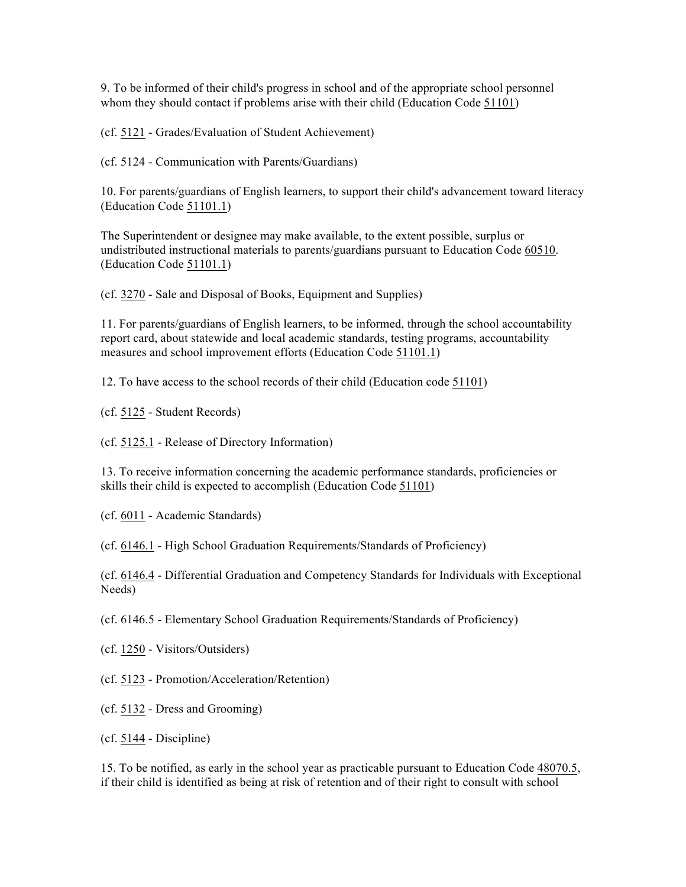9. To be informed of their child's progress in school and of the appropriate school personnel whom they should contact if problems arise with their child (Education Code 51101)

(cf. 5121 - Grades/Evaluation of Student Achievement)

(cf. 5124 - Communication with Parents/Guardians)

10. For parents/guardians of English learners, to support their child's advancement toward literacy (Education Code 51101.1)

The Superintendent or designee may make available, to the extent possible, surplus or undistributed instructional materials to parents/guardians pursuant to Education Code 60510. (Education Code 51101.1)

(cf. 3270 - Sale and Disposal of Books, Equipment and Supplies)

11. For parents/guardians of English learners, to be informed, through the school accountability report card, about statewide and local academic standards, testing programs, accountability measures and school improvement efforts (Education Code 51101.1)

12. To have access to the school records of their child (Education code 51101)

(cf. 5125 - Student Records)

(cf. 5125.1 - Release of Directory Information)

13. To receive information concerning the academic performance standards, proficiencies or skills their child is expected to accomplish (Education Code 51101)

(cf. 6011 - Academic Standards)

(cf. 6146.1 - High School Graduation Requirements/Standards of Proficiency)

(cf. 6146.4 - Differential Graduation and Competency Standards for Individuals with Exceptional Needs)

(cf. 6146.5 - Elementary School Graduation Requirements/Standards of Proficiency)

(cf. 1250 - Visitors/Outsiders)

(cf. 5123 - Promotion/Acceleration/Retention)

(cf. 5132 - Dress and Grooming)

(cf. 5144 - Discipline)

15. To be notified, as early in the school year as practicable pursuant to Education Code 48070.5, if their child is identified as being at risk of retention and of their right to consult with school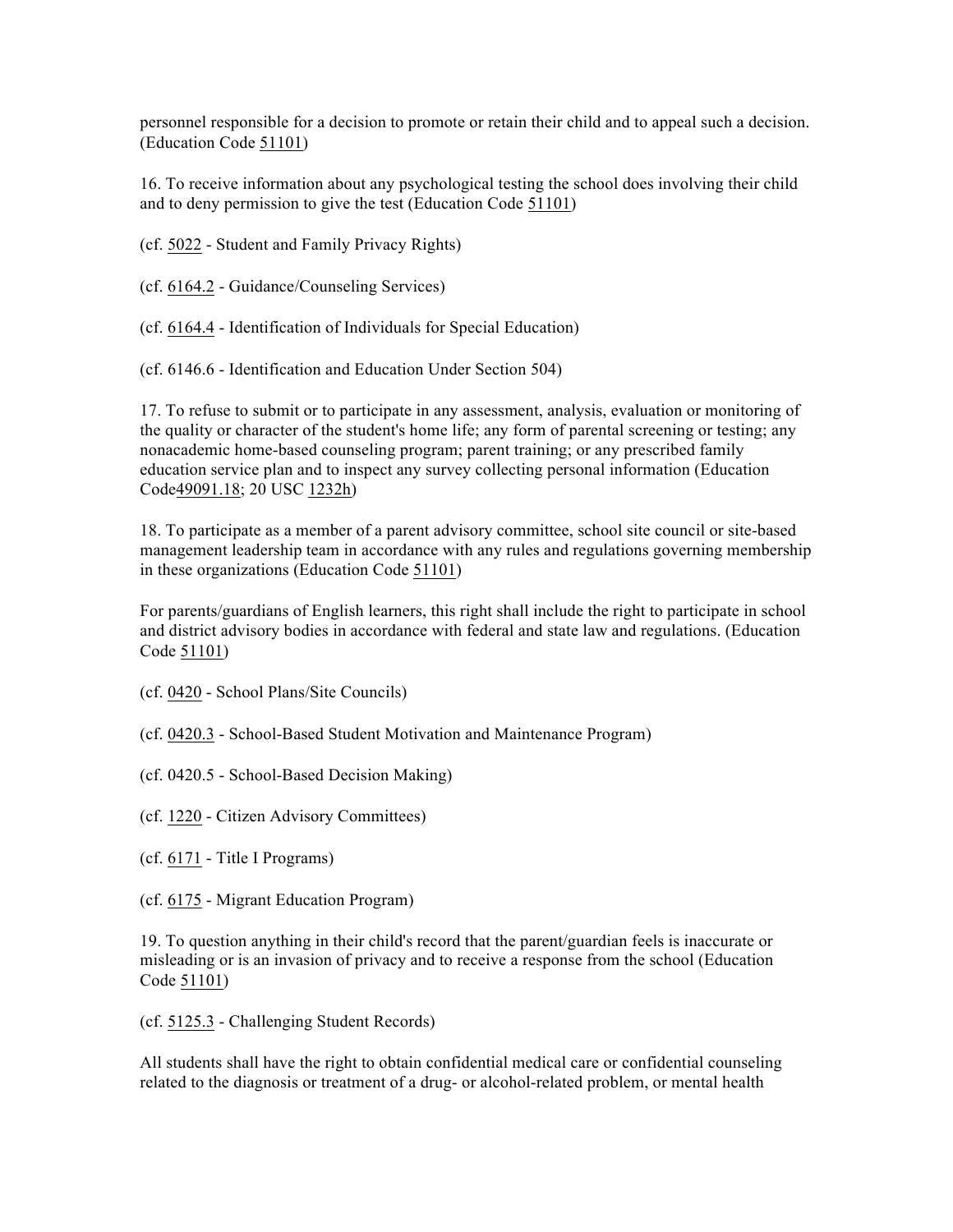personnel responsible for a decision to promote or retain their child and to appeal such a decision. (Education Code 51101)

16. To receive information about any psychological testing the school does involving their child and to deny permission to give the test (Education Code 51101)

(cf. 5022 - Student and Family Privacy Rights)

(cf. 6164.2 - Guidance/Counseling Services)

(cf. 6164.4 - Identification of Individuals for Special Education)

(cf. 6146.6 - Identification and Education Under Section 504)

17. To refuse to submit or to participate in any assessment, analysis, evaluation or monitoring of the quality or character of the student's home life; any form of parental screening or testing; any nonacademic home-based counseling program; parent training; or any prescribed family education service plan and to inspect any survey collecting personal information (Education Code49091.18; 20 USC 1232h)

18. To participate as a member of a parent advisory committee, school site council or site-based management leadership team in accordance with any rules and regulations governing membership in these organizations (Education Code 51101)

For parents/guardians of English learners, this right shall include the right to participate in school and district advisory bodies in accordance with federal and state law and regulations. (Education Code 51101)

(cf. 0420 - School Plans/Site Councils)

(cf. 0420.3 - School-Based Student Motivation and Maintenance Program)

(cf. 0420.5 - School-Based Decision Making)

(cf. 1220 - Citizen Advisory Committees)

(cf. 6171 - Title I Programs)

(cf. 6175 - Migrant Education Program)

19. To question anything in their child's record that the parent/guardian feels is inaccurate or misleading or is an invasion of privacy and to receive a response from the school (Education Code 51101)

(cf. 5125.3 - Challenging Student Records)

All students shall have the right to obtain confidential medical care or confidential counseling related to the diagnosis or treatment of a drug- or alcohol-related problem, or mental health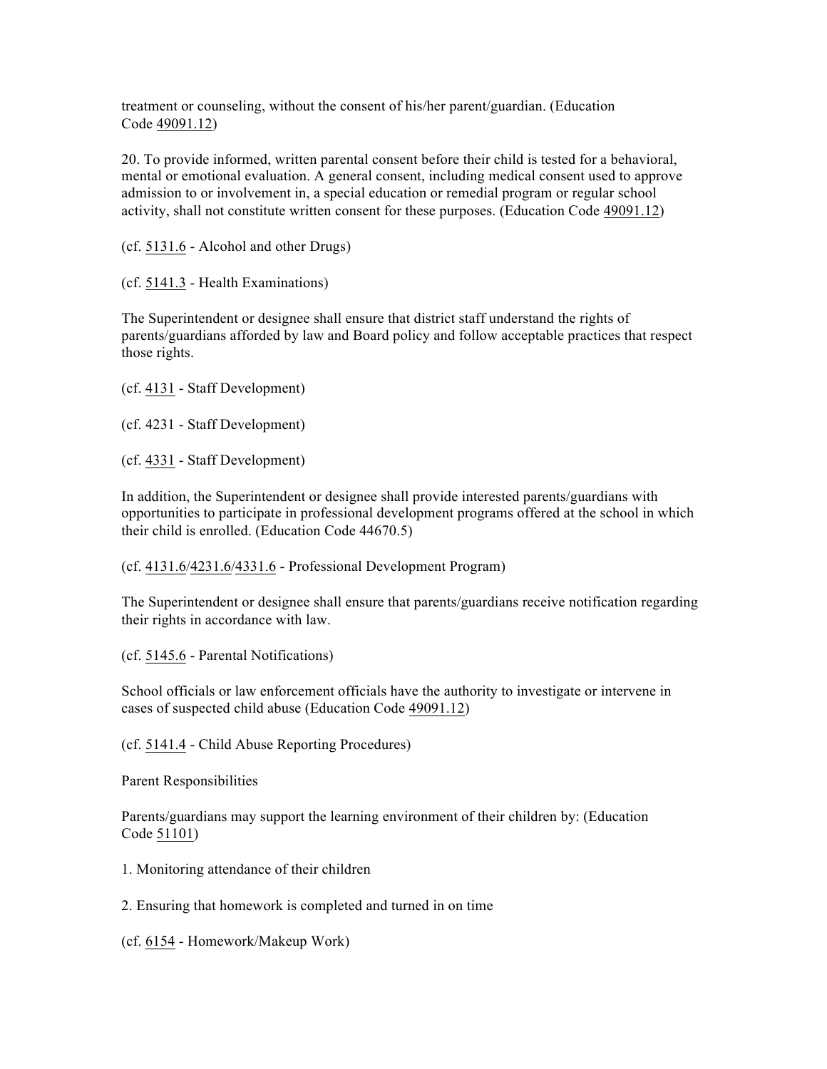treatment or counseling, without the consent of his/her parent/guardian. (Education Code 49091.12)

20. To provide informed, written parental consent before their child is tested for a behavioral, mental or emotional evaluation. A general consent, including medical consent used to approve admission to or involvement in, a special education or remedial program or regular school activity, shall not constitute written consent for these purposes. (Education Code 49091.12)

(cf. 5131.6 - Alcohol and other Drugs)

(cf. 5141.3 - Health Examinations)

The Superintendent or designee shall ensure that district staff understand the rights of parents/guardians afforded by law and Board policy and follow acceptable practices that respect those rights.

(cf. 4131 - Staff Development)

(cf. 4231 - Staff Development)

(cf. 4331 - Staff Development)

In addition, the Superintendent or designee shall provide interested parents/guardians with opportunities to participate in professional development programs offered at the school in which their child is enrolled. (Education Code 44670.5)

(cf. 4131.6/4231.6/4331.6 - Professional Development Program)

The Superintendent or designee shall ensure that parents/guardians receive notification regarding their rights in accordance with law.

(cf. 5145.6 - Parental Notifications)

School officials or law enforcement officials have the authority to investigate or intervene in cases of suspected child abuse (Education Code 49091.12)

(cf. 5141.4 - Child Abuse Reporting Procedures)

Parent Responsibilities

Parents/guardians may support the learning environment of their children by: (Education Code 51101)

1. Monitoring attendance of their children

2. Ensuring that homework is completed and turned in on time

(cf. 6154 - Homework/Makeup Work)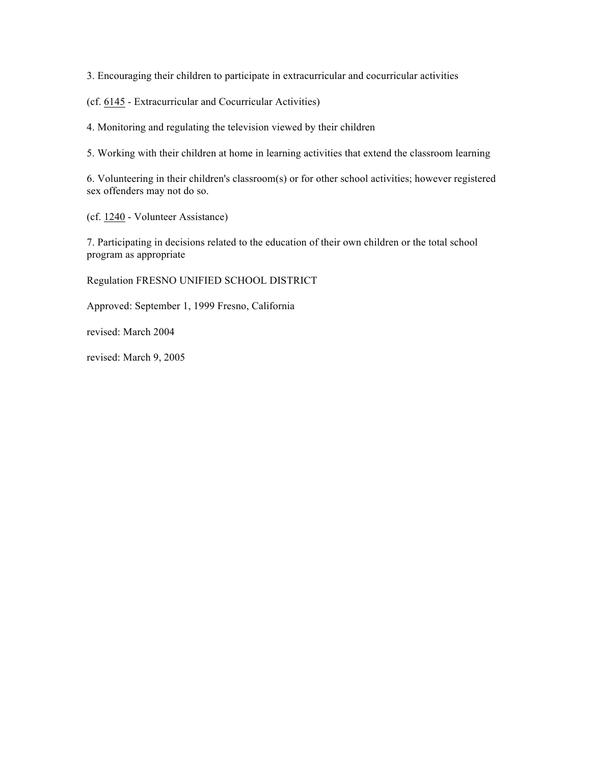3. Encouraging their children to participate in extracurricular and cocurricular activities

(cf. 6145 - Extracurricular and Cocurricular Activities)

4. Monitoring and regulating the television viewed by their children

5. Working with their children at home in learning activities that extend the classroom learning

6. Volunteering in their children's classroom(s) or for other school activities; however registered sex offenders may not do so.

(cf. 1240 - Volunteer Assistance)

7. Participating in decisions related to the education of their own children or the total school program as appropriate

Regulation FRESNO UNIFIED SCHOOL DISTRICT

Approved: September 1, 1999 Fresno, California

revised: March 2004

revised: March 9, 2005